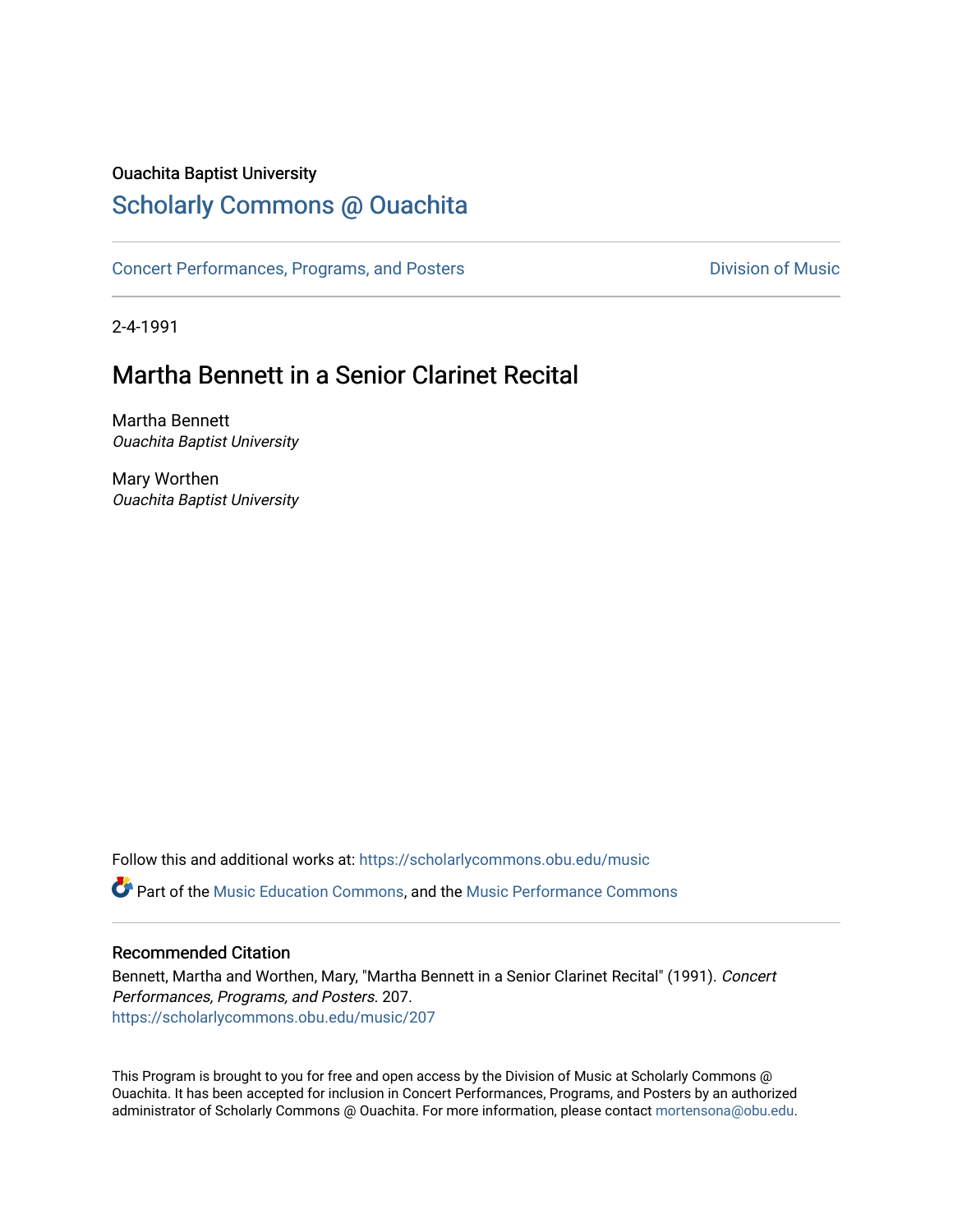Ouachita Baptist University

## Scholarly Commons @ Ouachita

Concert Performances, Programs, and Posters — Division of Music

2-4-1991

# Martha Bennett in a Senior Clarinet Recital

Martha Bennett
*Ouachita Baptist University*

Mary Worthen
*Ouachita Baptist University*

Follow this and additional works at: https://scholarlycommons.obu.edu/music

Part of the Music Education Commons, and the Music Performance Commons

### Recommended Citation

Bennett, Martha and Worthen, Mary, "Martha Bennett in a Senior Clarinet Recital" (1991). *Concert Performances, Programs, and Posters*. 207.
https://scholarlycommons.obu.edu/music/207

This Program is brought to you for free and open access by the Division of Music at Scholarly Commons @ Ouachita. It has been accepted for inclusion in Concert Performances, Programs, and Posters by an authorized administrator of Scholarly Commons @ Ouachita. For more information, please contact mortensona@obu.edu.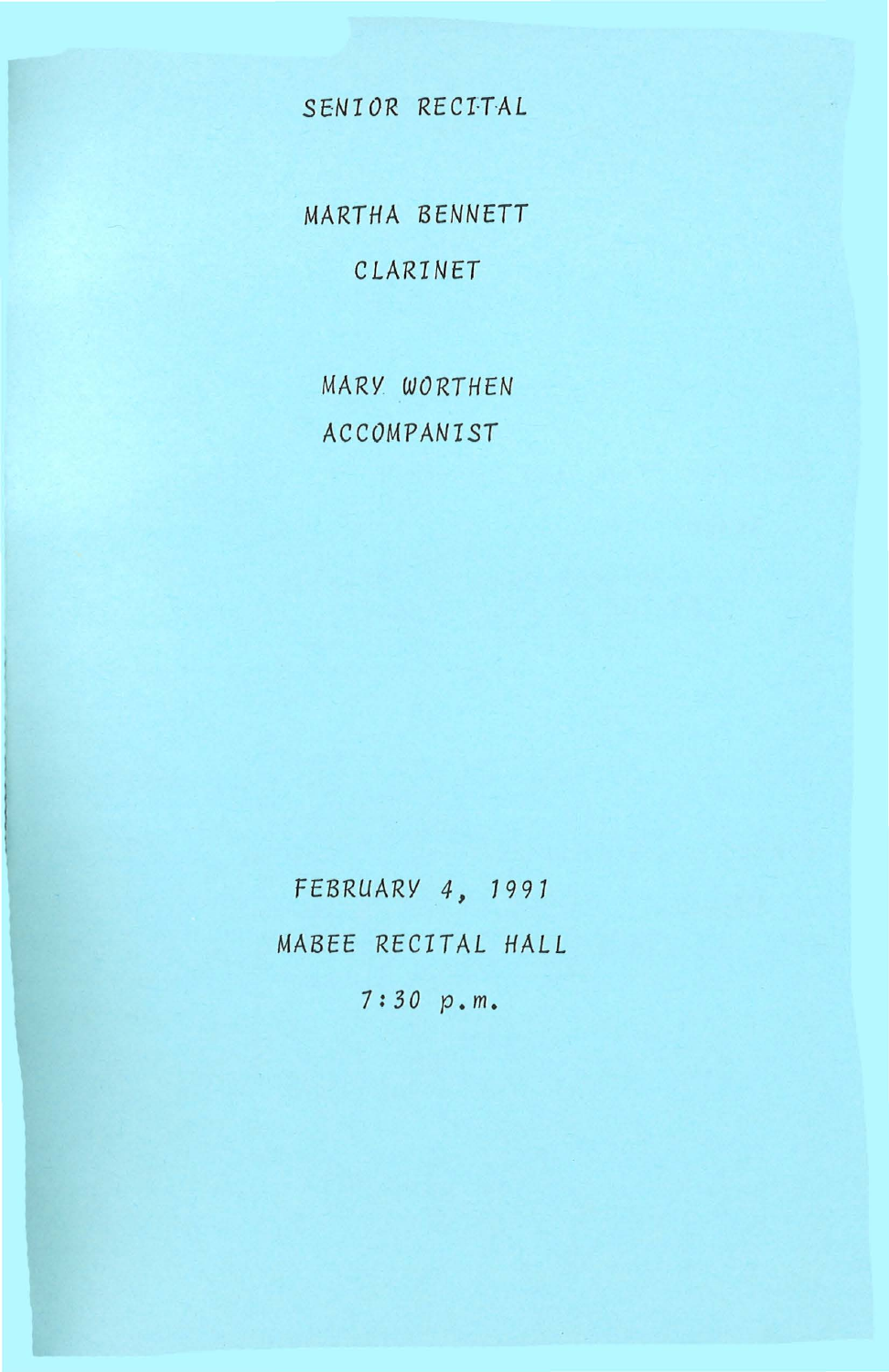SENIOR RECITAL

MARTHA BENNETT

CLARINET

MARY WORTHEN

ACCOMPANIST

FEBRUARY 4, 1991

MABEE RECITAL HALL

7:30 p.m.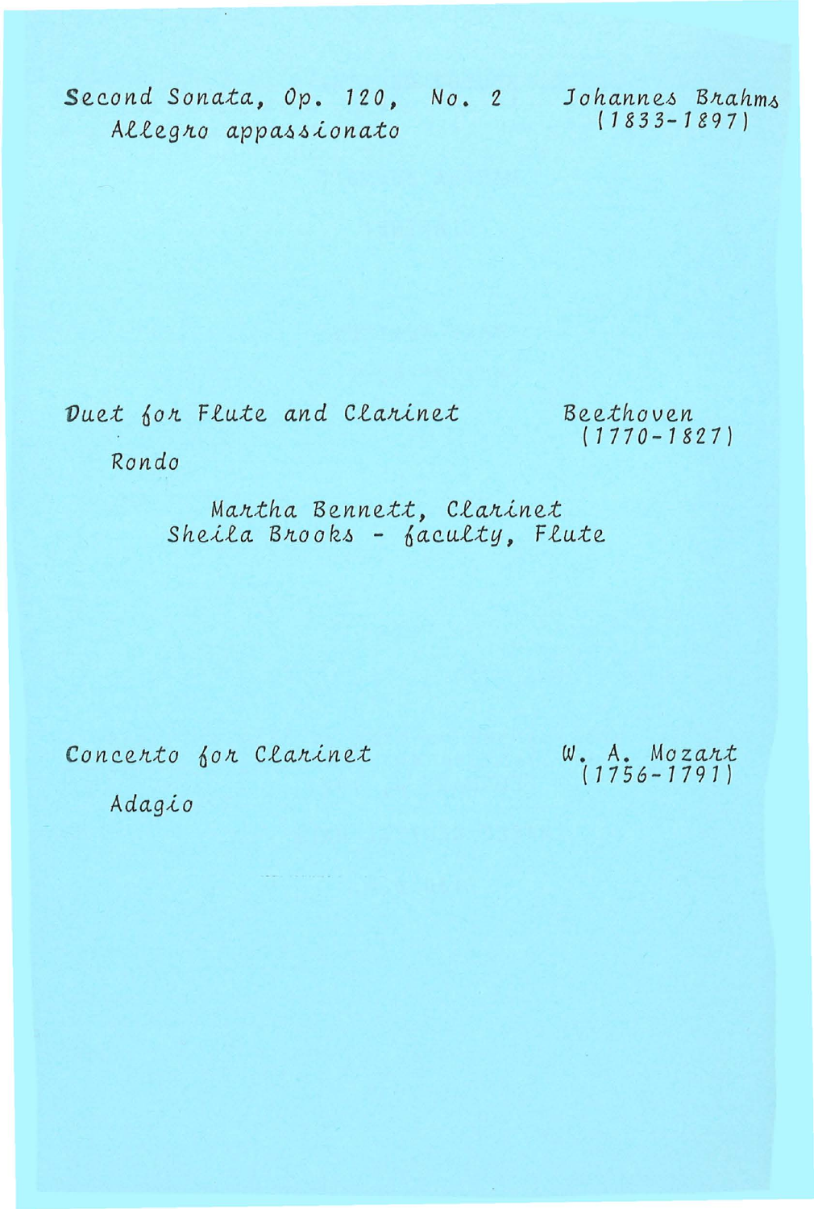Second Sonata, Op. 120, No. 2 — Johannes Brahms (1833-1897)

Allegro appassionato

Duet for Flute and Clarinet — Beethoven (1770-1827)

Rondo

Martha Bennett, Clarinet
Sheila Brooks - faculty, Flute

Concerto for Clarinet — W. A. Mozart (1756-1791)

Adagio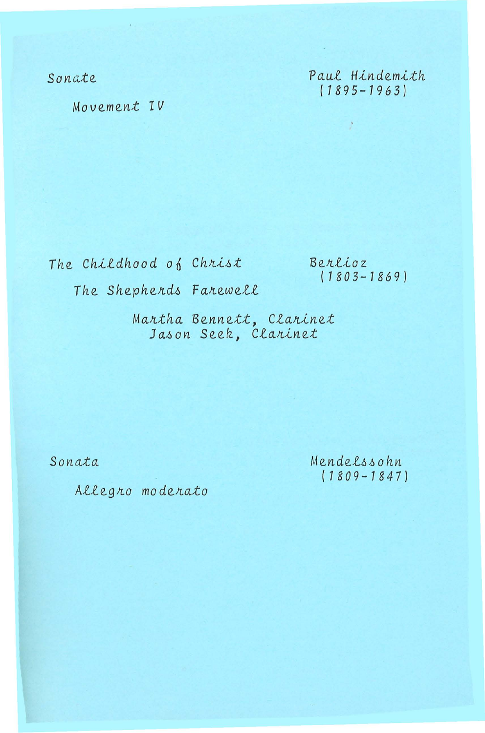Sonate Paul Hindemith (1895-1963)

Movement IV

The Childhood of Christ Berlioz (1803-1869)

The Shepherds Farewell

Martha Bennett, Clarinet
Jason Seek, Clarinet

Sonata Mendelssohn (1809-1847)

Allegro moderato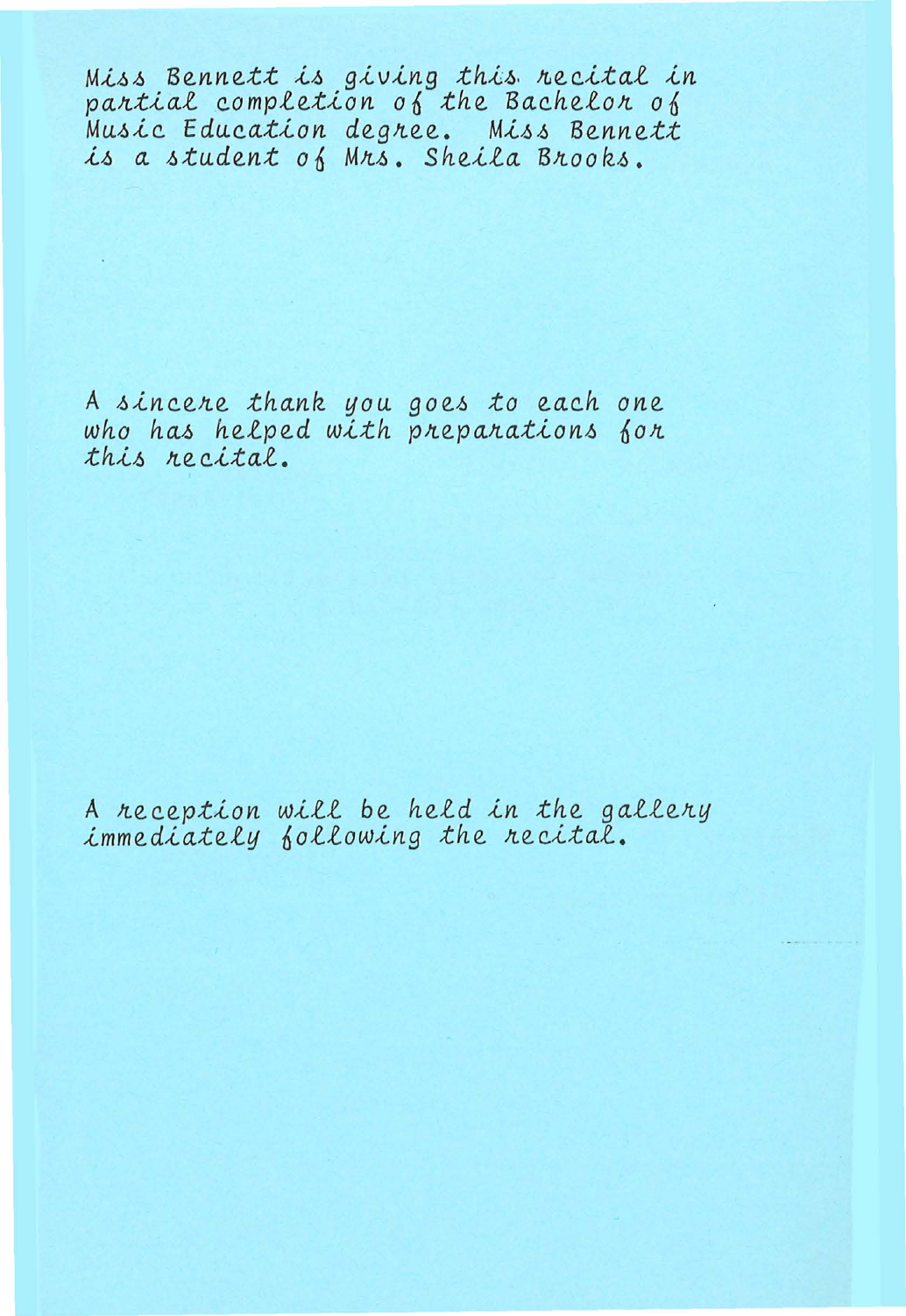Miss Bennett is giving this recital in partial completion of the Bachelor of Music Education degree. Miss Bennett is a student of Mrs. Sheila Brooks.

A sincere thank you goes to each one who has helped with preparations for this recital.

A reception will be held in the gallery immediately following the recital.